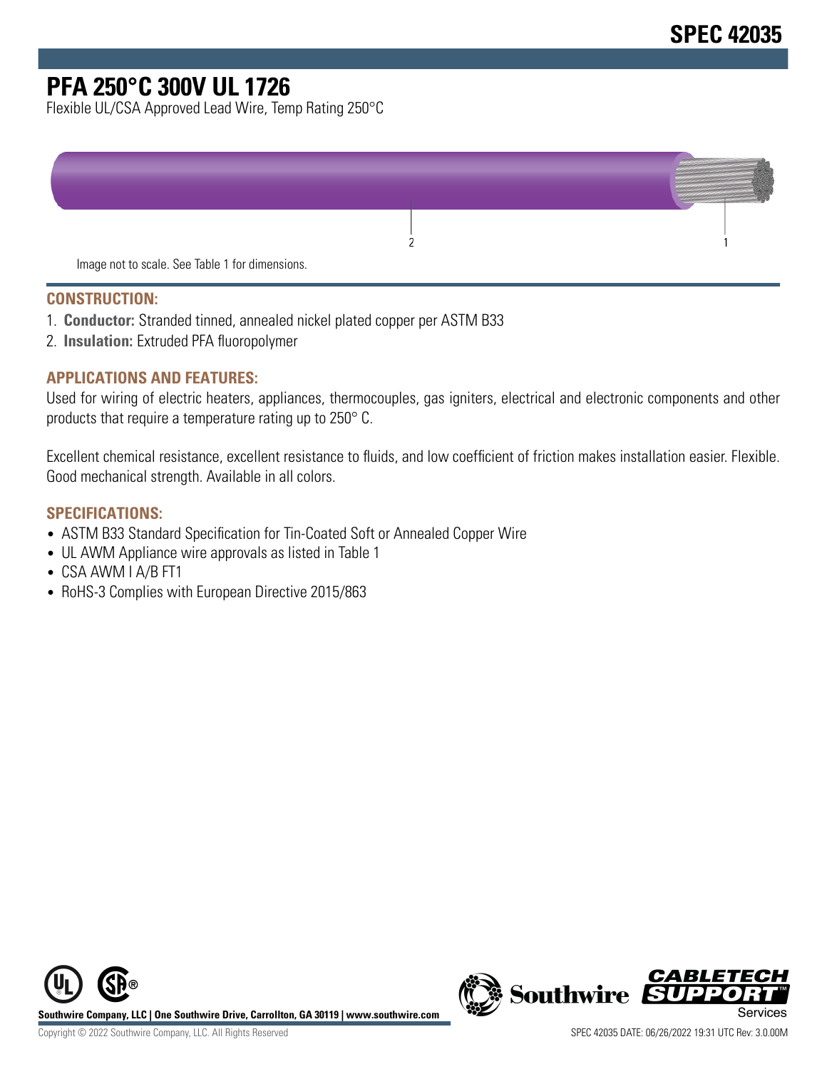# SPEC 42035

# PFA 250°C 300V UL 1726

Flexible UL/CSA Approved Lead Wire, Temp Rating 250°C

Image not to scale. See Table 1 for dimensions.

## CONSTRUCTION:

1. **Conductor:** Stranded tinned, annealed nickel plated copper per ASTM B33
2. **Insulation:** Extruded PFA fluoropolymer

## APPLICATIONS AND FEATURES:

Used for wiring of electric heaters, appliances, thermocouples, gas igniters, electrical and electronic components and other products that require a temperature rating up to 250° C.

Excellent chemical resistance, excellent resistance to fluids, and low coefficient of friction makes installation easier. Flexible. Good mechanical strength. Available in all colors.

## SPECIFICATIONS:

- ASTM B33 Standard Specification for Tin-Coated Soft or Annealed Copper Wire
- UL AWM Appliance wire approvals as listed in Table 1
- CSA AWM I A/B FT1
- RoHS-3 Complies with European Directive 2015/863

**Southwire Company, LLC | One Southwire Drive, Carrollton, GA 30119 | www.southwire.com**

Copyright © 2022 Southwire Company, LLC. All Rights Reserved

SPEC 42035 DATE: 06/26/2022 19:31 UTC Rev: 3.0.00M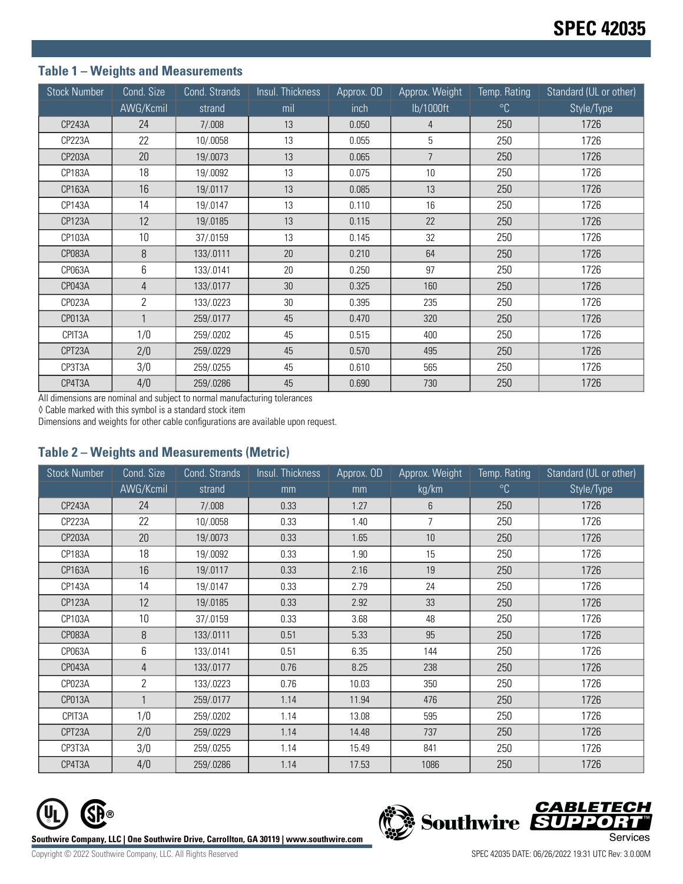### Table 1 – Weights and Measurements

| Stock Number | Cond. Size | Cond. Strands | Insul. Thickness | Approx. OD | Approx. Weight | Temp. Rating | Standard (UL or other) |
|---|---|---|---|---|---|---|---|
| | AWG/Kcmil | strand | mil | inch | lb/1000ft | °C | Style/Type |
| CP243A | 24 | 7/.008 | 13 | 0.050 | 4 | 250 | 1726 |
| CP223A | 22 | 10/.0058 | 13 | 0.055 | 5 | 250 | 1726 |
| CP203A | 20 | 19/.0073 | 13 | 0.065 | 7 | 250 | 1726 |
| CP183A | 18 | 19/.0092 | 13 | 0.075 | 10 | 250 | 1726 |
| CP163A | 16 | 19/.0117 | 13 | 0.085 | 13 | 250 | 1726 |
| CP143A | 14 | 19/.0147 | 13 | 0.110 | 16 | 250 | 1726 |
| CP123A | 12 | 19/.0185 | 13 | 0.115 | 22 | 250 | 1726 |
| CP103A | 10 | 37/.0159 | 13 | 0.145 | 32 | 250 | 1726 |
| CP083A | 8 | 133/.0111 | 20 | 0.210 | 64 | 250 | 1726 |
| CP063A | 6 | 133/.0141 | 20 | 0.250 | 97 | 250 | 1726 |
| CP043A | 4 | 133/.0177 | 30 | 0.325 | 160 | 250 | 1726 |
| CP023A | 2 | 133/.0223 | 30 | 0.395 | 235 | 250 | 1726 |
| CP013A | 1 | 259/.0177 | 45 | 0.470 | 320 | 250 | 1726 |
| CPIT3A | 1/0 | 259/.0202 | 45 | 0.515 | 400 | 250 | 1726 |
| CPT23A | 2/0 | 259/.0229 | 45 | 0.570 | 495 | 250 | 1726 |
| CP3T3A | 3/0 | 259/.0255 | 45 | 0.610 | 565 | 250 | 1726 |
| CP4T3A | 4/0 | 259/.0286 | 45 | 0.690 | 730 | 250 | 1726 |

All dimensions are nominal and subject to normal manufacturing tolerances

◊ Cable marked with this symbol is a standard stock item

Dimensions and weights for other cable configurations are available upon request.

### Table 2 – Weights and Measurements (Metric)

| Stock Number | Cond. Size | Cond. Strands | Insul. Thickness | Approx. OD | Approx. Weight | Temp. Rating | Standard (UL or other) |
|---|---|---|---|---|---|---|---|
| | AWG/Kcmil | strand | mm | mm | kg/km | °C | Style/Type |
| CP243A | 24 | 7/.008 | 0.33 | 1.27 | 6 | 250 | 1726 |
| CP223A | 22 | 10/.0058 | 0.33 | 1.40 | 7 | 250 | 1726 |
| CP203A | 20 | 19/.0073 | 0.33 | 1.65 | 10 | 250 | 1726 |
| CP183A | 18 | 19/.0092 | 0.33 | 1.90 | 15 | 250 | 1726 |
| CP163A | 16 | 19/.0117 | 0.33 | 2.16 | 19 | 250 | 1726 |
| CP143A | 14 | 19/.0147 | 0.33 | 2.79 | 24 | 250 | 1726 |
| CP123A | 12 | 19/.0185 | 0.33 | 2.92 | 33 | 250 | 1726 |
| CP103A | 10 | 37/.0159 | 0.33 | 3.68 | 48 | 250 | 1726 |
| CP083A | 8 | 133/.0111 | 0.51 | 5.33 | 95 | 250 | 1726 |
| CP063A | 6 | 133/.0141 | 0.51 | 6.35 | 144 | 250 | 1726 |
| CP043A | 4 | 133/.0177 | 0.76 | 8.25 | 238 | 250 | 1726 |
| CP023A | 2 | 133/.0223 | 0.76 | 10.03 | 350 | 250 | 1726 |
| CP013A | 1 | 259/.0177 | 1.14 | 11.94 | 476 | 250 | 1726 |
| CPIT3A | 1/0 | 259/.0202 | 1.14 | 13.08 | 595 | 250 | 1726 |
| CPT23A | 2/0 | 259/.0229 | 1.14 | 14.48 | 737 | 250 | 1726 |
| CP3T3A | 3/0 | 259/.0255 | 1.14 | 15.49 | 841 | 250 | 1726 |
| CP4T3A | 4/0 | 259/.0286 | 1.14 | 17.53 | 1086 | 250 | 1726 |